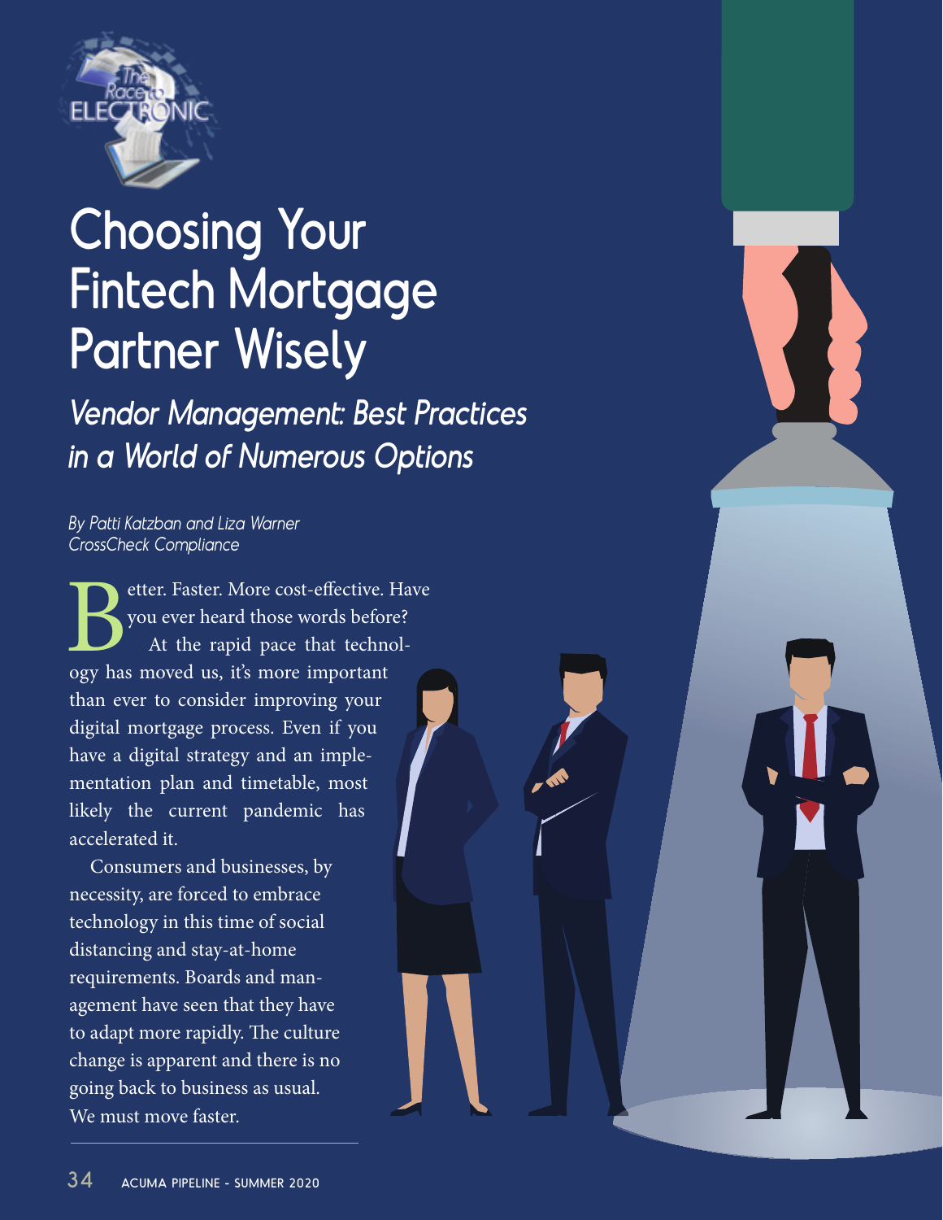# Choosing Your Fintech Mortgage Partner Wisely

## *Vendor Management: Best Practices in a World of Numerous Options*

*By Patti Katzban and Liza Warner*
*CrossCheck Compliance*

Better. Faster. More cost-effective. Have you ever heard those words before? At the rapid pace that technology has moved us, it's more important than ever to consider improving your digital mortgage process. Even if you have a digital strategy and an implementation plan and timetable, most likely the current pandemic has accelerated it.

Consumers and businesses, by necessity, are forced to embrace technology in this time of social distancing and stay-at-home requirements. Boards and management have seen that they have to adapt more rapidly. The culture change is apparent and there is no going back to business as usual. We must move faster.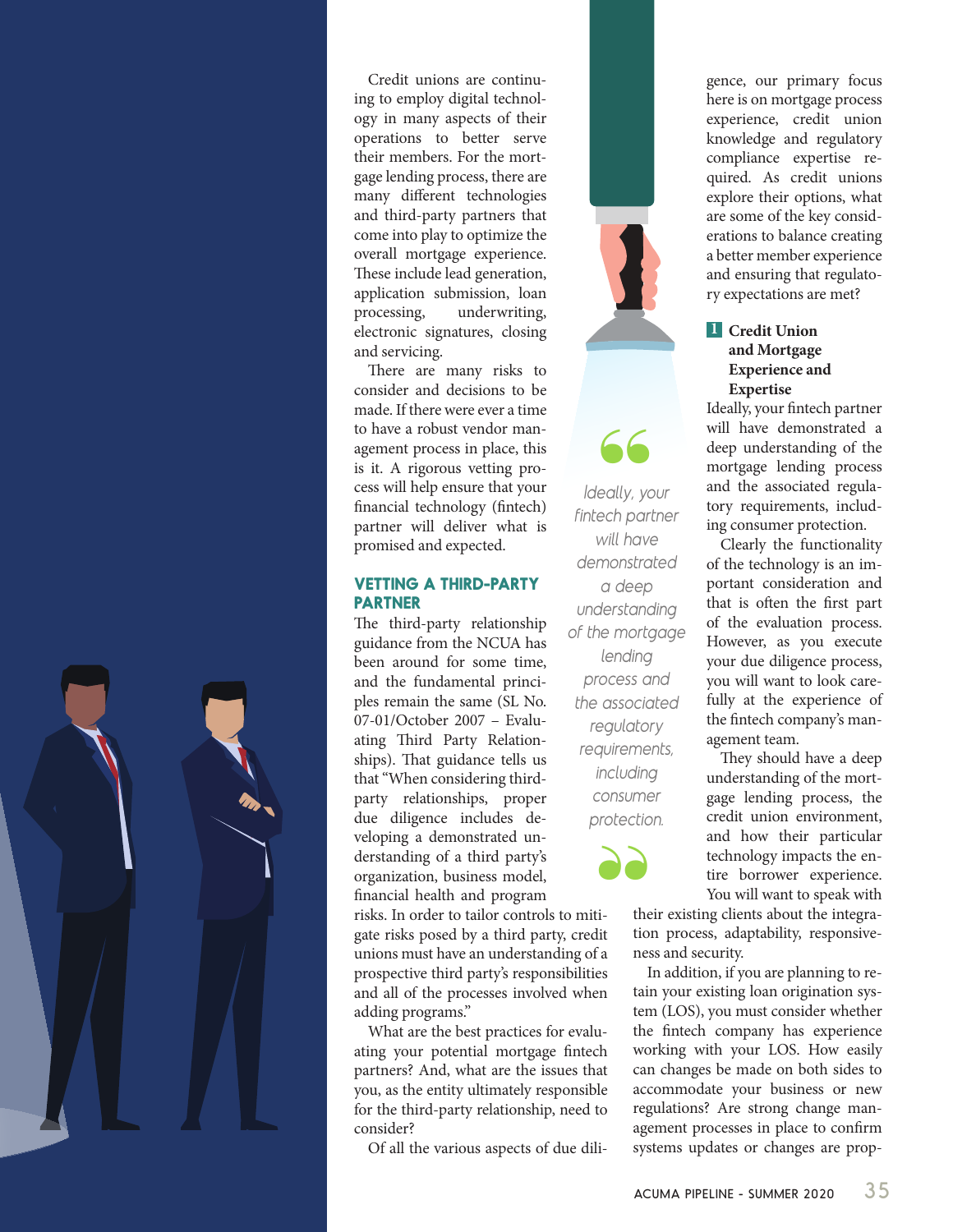Credit unions are continuing to employ digital technology in many aspects of their operations to better serve their members. For the mortgage lending process, there are many different technologies and third-party partners that come into play to optimize the overall mortgage experience. These include lead generation, application submission, loan processing, underwriting, electronic signatures, closing and servicing.

There are many risks to consider and decisions to be made. If there were ever a time to have a robust vendor management process in place, this is it. A rigorous vetting process will help ensure that your financial technology (fintech) partner will deliver what is promised and expected.

## VETTING A THIRD-PARTY PARTNER

The third-party relationship guidance from the NCUA has been around for some time, and the fundamental principles remain the same (SL No. 07-01/October 2007 – Evaluating Third Party Relationships). That guidance tells us that "When considering third-party relationships, proper due diligence includes developing a demonstrated understanding of a third party's organization, business model, financial health and program risks. In order to tailor controls to mitigate risks posed by a third party, credit unions must have an understanding of a prospective third party's responsibilities and all of the processes involved when adding programs."

What are the best practices for evaluating your potential mortgage fintech partners? And, what are the issues that you, as the entity ultimately responsible for the third-party relationship, need to consider?

Of all the various aspects of due diligence, our primary focus here is on mortgage process experience, credit union knowledge and regulatory compliance expertise required. As credit unions explore their options, what are some of the key considerations to balance creating a better member experience and ensuring that regulatory expectations are met?

> *Ideally, your fintech partner will have demonstrated a deep understanding of the mortgage lending process and the associated regulatory requirements, including consumer protection.*

### 1 Credit Union and Mortgage Experience and Expertise

Ideally, your fintech partner will have demonstrated a deep understanding of the mortgage lending process and the associated regulatory requirements, including consumer protection.

Clearly the functionality of the technology is an important consideration and that is often the first part of the evaluation process. However, as you execute your due diligence process, you will want to look carefully at the experience of the fintech company's management team.

They should have a deep understanding of the mortgage lending process, the credit union environment, and how their particular technology impacts the entire borrower experience. You will want to speak with their existing clients about the integration process, adaptability, responsiveness and security.

In addition, if you are planning to retain your existing loan origination system (LOS), you must consider whether the fintech company has experience working with your LOS. How easily can changes be made on both sides to accommodate your business or new regulations? Are strong change management processes in place to confirm systems updates or changes are prop-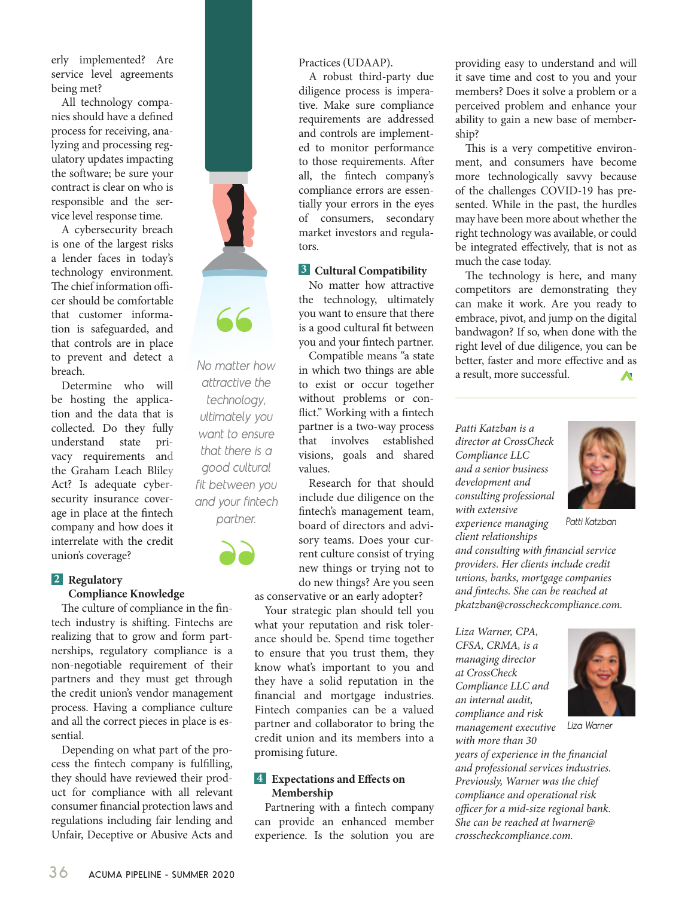erly implemented? Are service level agreements being met?

All technology companies should have a defined process for receiving, analyzing and processing regulatory updates impacting the software; be sure your contract is clear on who is responsible and the service level response time.

A cybersecurity breach is one of the largest risks a lender faces in today's technology environment. The chief information officer should be comfortable that customer information is safeguarded, and that controls are in place to prevent and detect a breach.

Determine who will be hosting the application and the data that is collected. Do they fully understand state privacy requirements and the Graham Leach Bliley Act? Is adequate cybersecurity insurance coverage in place at the fintech company and how does it interrelate with the credit union's coverage?

## 2 Regulatory Compliance Knowledge

The culture of compliance in the fintech industry is shifting. Fintechs are realizing that to grow and form partnerships, regulatory compliance is a non-negotiable requirement of their partners and they must get through the credit union's vendor management process. Having a compliance culture and all the correct pieces in place is essential.

Depending on what part of the process the fintech company is fulfilling, they should have reviewed their product for compliance with all relevant consumer financial protection laws and regulations including fair lending and Unfair, Deceptive or Abusive Acts and Practices (UDAAP).

A robust third-party due diligence process is imperative. Make sure compliance requirements are addressed and controls are implemented to monitor performance to those requirements. After all, the fintech company's compliance errors are essentially your errors in the eyes of consumers, secondary market investors and regulators.

> *No matter how attractive the technology, ultimately you want to ensure that there is a good cultural fit between you and your fintech partner.*

## 3 Cultural Compatibility

No matter how attractive the technology, ultimately you want to ensure that there is a good cultural fit between you and your fintech partner.

Compatible means "a state in which two things are able to exist or occur together without problems or conflict." Working with a fintech partner is a two-way process that involves established visions, goals and shared values.

Research for that should include due diligence on the fintech's management team, board of directors and advisory teams. Does your current culture consist of trying new things or trying not to do new things? Are you seen as conservative or an early adopter?

Your strategic plan should tell you what your reputation and risk tolerance should be. Spend time together to ensure that you trust them, they know what's important to you and they have a solid reputation in the financial and mortgage industries. Fintech companies can be a valued partner and collaborator to bring the credit union and its members into a promising future.

## 4 Expectations and Effects on Membership

Partnering with a fintech company can provide an enhanced member experience. Is the solution you are providing easy to understand and will it save time and cost to you and your members? Does it solve a problem or a perceived problem and enhance your ability to gain a new base of membership?

This is a very competitive environment, and consumers have become more technologically savvy because of the challenges COVID-19 has presented. While in the past, the hurdles may have been more about whether the right technology was available, or could be integrated effectively, that is not as much the case today.

The technology is here, and many competitors are demonstrating they can make it work. Are you ready to embrace, pivot, and jump on the digital bandwagon? If so, when done with the right level of due diligence, you can be better, faster and more effective and as a result, more successful.

---

*Patti Katzban is a director at CrossCheck Compliance LLC and a senior business development and consulting professional with extensive experience managing client relationships and consulting with financial service providers. Her clients include credit unions, banks, mortgage companies and fintechs. She can be reached at pkatzban@crosscheckcompliance.com.*

Patti Katzban

*Liza Warner, CPA, CFSA, CRMA, is a managing director at CrossCheck Compliance LLC and an internal audit, compliance and risk management executive with more than 30 years of experience in the financial and professional services industries. Previously, Warner was the chief compliance and operational risk officer for a mid-size regional bank. She can be reached at lwarner@crosscheckcompliance.com.*

Liza Warner